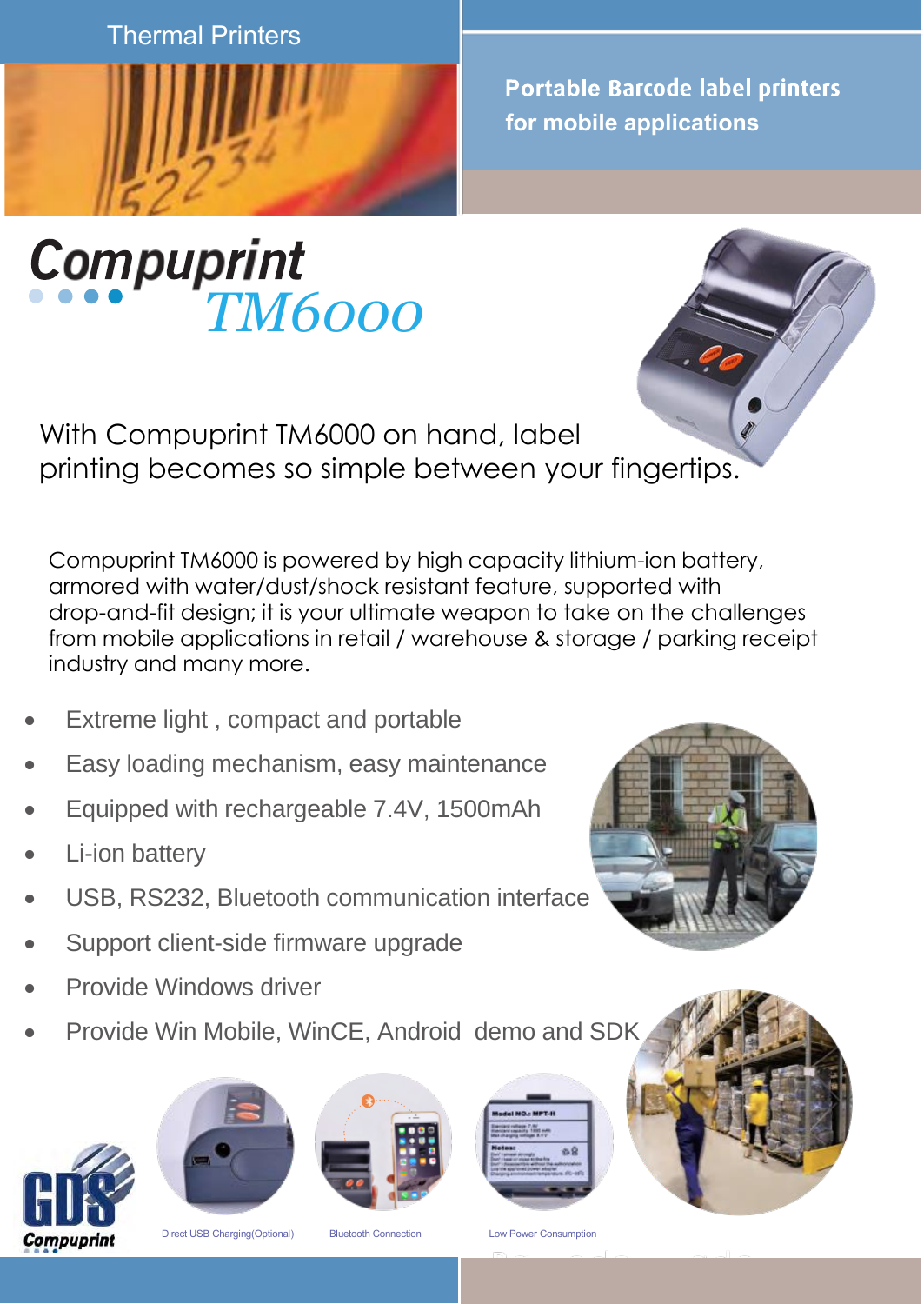Thermal Printers

**Portable Barcode label printers for mobile applications**

# Compuprint *TM6000*

## With Compuprint TM6000 on hand, label printing becomes so simple between your fingertips.

Compuprint TM6000 is powered by high capacity lithium-ion battery, armored with water/dust/shock resistant feature, supported with drop-and-fit design; it is your ultimate weapon to take on the challenges from mobile applications in retail / warehouse & storage / parking receipt industry and many more.

- Extreme light , compact and portable
- Easy loading mechanism, easy maintenance
- Equipped with rechargeable 7.4V, 1500mAh
- Li-ion battery
- USB, RS232, Bluetooth communication interface
- Support client-side firmware upgrade
- Provide Windows driver
- Provide Win Mobile, WinCE, Android demo and SDK

Direct USB Charging(Optional)

Bluetooth Connection

Low Power Consumption

GDS Compuprint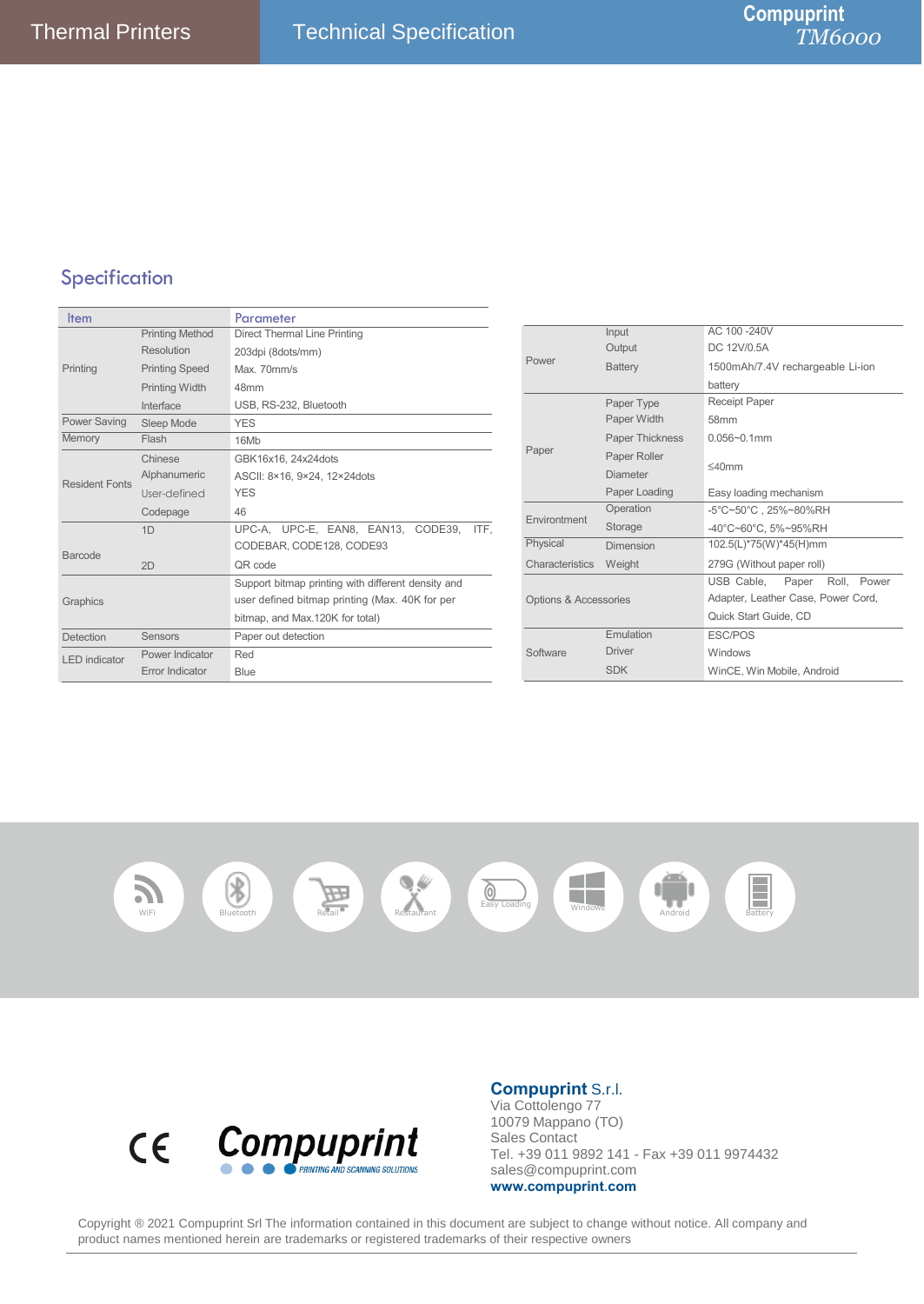## Specification

| Item | | Parameter |
|---|---|---|
| Printing | Printing Method | Direct Thermal Line Printing |
| | Resolution | 203dpi (8dots/mm) |
| | Printing Speed | Max. 70mm/s |
| | Printing Width | 48mm |
| | Interface | USB, RS-232, Bluetooth |
| Power Saving | Sleep Mode | YES |
| Memory | Flash | 16Mb |
| Resident Fonts | Chinese | GBK16x16, 24x24dots |
| | Alphanumeric | ASCII: 8×16, 9×24, 12×24dots |
| | User-defined | YES |
| | Codepage | 46 |
| Barcode | 1D | UPC-A, UPC-E, EAN8, EAN13, CODE39, ITF, CODEBAR, CODE128, CODE93 |
| | 2D | QR code |
| Graphics | | Support bitmap printing with different density and user defined bitmap printing (Max. 40K for per bitmap, and Max.120K for total) |
| Detection | Sensors | Paper out detection |
| LED indicator | Power Indicator | Red |
| | Error Indicator | Blue |

| | | |
|---|---|---|
| Power | Input | AC 100 -240V |
| | Output | DC 12V/0.5A |
| | Battery | 1500mAh/7.4V rechargeable Li-ion battery |
| Paper | Paper Type | Receipt Paper |
| | Paper Width | 58mm |
| | Paper Thickness | 0.056~0.1mm |
| | Paper Roller Diameter | ≤40mm |
| | Paper Loading | Easy loading mechanism |
| Environtment | Operation | -5°C~50°C , 25%~80%RH |
| | Storage | -40°C~60°C, 5%~95%RH |
| Physical Characteristics | Dimension | 102.5(L)*75(W)*45(H)mm |
| | Weight | 279G (Without paper roll) |
| Options & Accessories | | USB Cable, Paper Roll, Power Adapter, Leather Case, Power Cord, Quick Start Guide, CD |
| Software | Emulation | ESC/POS |
| | Driver | Windows |
| | SDK | WinCE, Win Mobile, Android |

WiFi Bluetooth Retail Restaurant Easy Loading Windows Android Battery

**Compuprint** S.r.l.
Via Cottolengo 77
10079 Mappano (TO)
Sales Contact
Tel. +39 011 9892 141 - Fax +39 011 9974432
sales@compuprint.com
**www.compuprint.com**

Copyright ® 2021 Compuprint Srl The information contained in this document are subject to change without notice. All company and product names mentioned herein are trademarks or registered trademarks of their respective owners